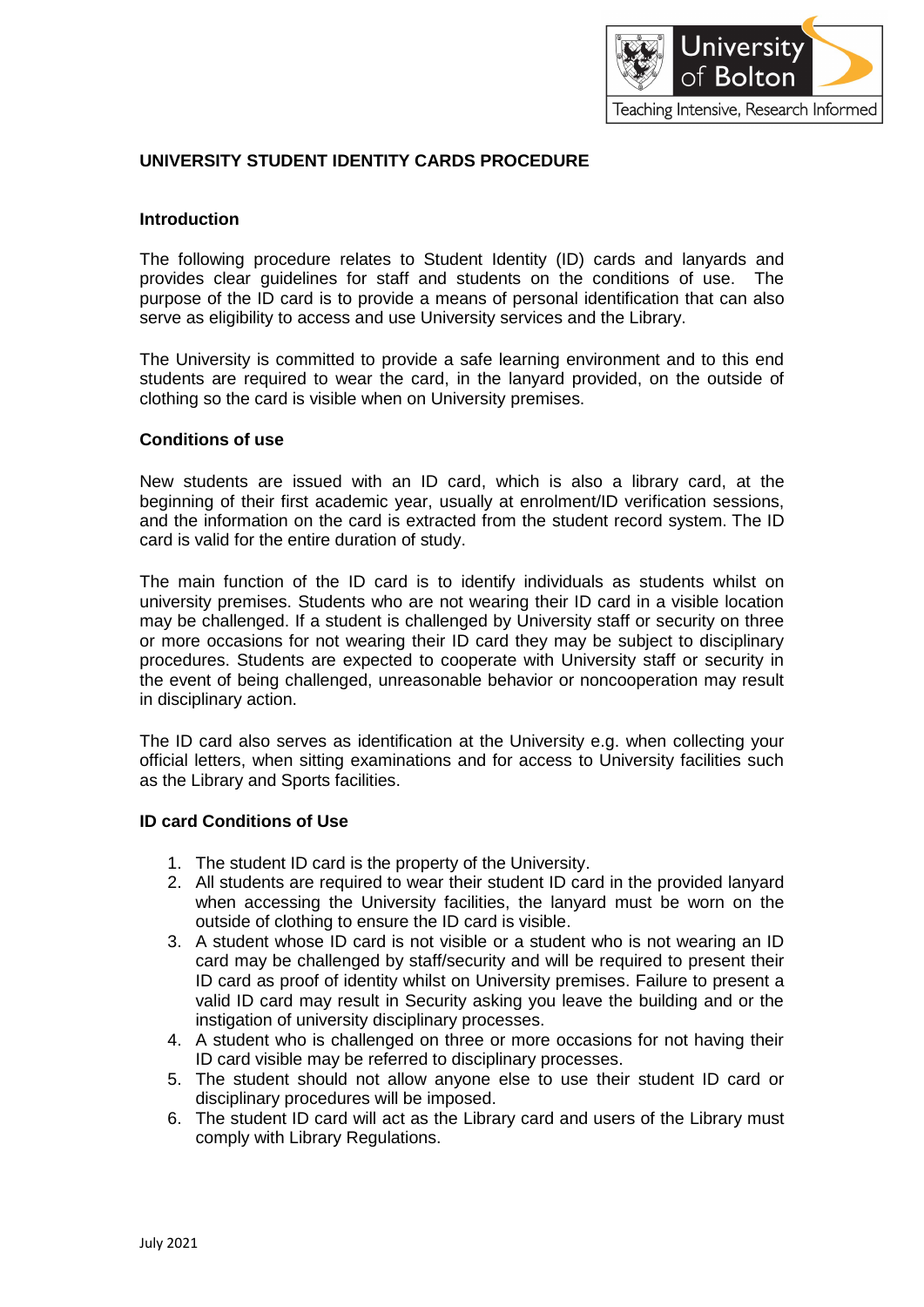# UNIVERSITY STUDENT IDENTITY CARDS PROCEDURE

## Introduction

The following procedure relates to Student Identity (ID) cards and lanyards and provides clear guidelines for staff and students on the conditions of use. The purpose of the ID card is to provide a means of personal identification that can also serve as eligibility to access and use University services and the Library.

The University is committed to provide a safe learning environment and to this end students are required to wear the card, in the lanyard provided, on the outside of clothing so the card is visible when on University premises.

## Conditions of use

New students are issued with an ID card, which is also a library card, at the beginning of their first academic year, usually at enrolment/ID verification sessions, and the information on the card is extracted from the student record system. The ID card is valid for the entire duration of study.

The main function of the ID card is to identify individuals as students whilst on university premises. Students who are not wearing their ID card in a visible location may be challenged. If a student is challenged by University staff or security on three or more occasions for not wearing their ID card they may be subject to disciplinary procedures. Students are expected to cooperate with University staff or security in the event of being challenged, unreasonable behavior or noncooperation may result in disciplinary action.

The ID card also serves as identification at the University e.g. when collecting your official letters, when sitting examinations and for access to University facilities such as the Library and Sports facilities.

## ID card Conditions of Use

1. The student ID card is the property of the University.
2. All students are required to wear their student ID card in the provided lanyard when accessing the University facilities, the lanyard must be worn on the outside of clothing to ensure the ID card is visible.
3. A student whose ID card is not visible or a student who is not wearing an ID card may be challenged by staff/security and will be required to present their ID card as proof of identity whilst on University premises. Failure to present a valid ID card may result in Security asking you leave the building and or the instigation of university disciplinary processes.
4. A student who is challenged on three or more occasions for not having their ID card visible may be referred to disciplinary processes.
5. The student should not allow anyone else to use their student ID card or disciplinary procedures will be imposed.
6. The student ID card will act as the Library card and users of the Library must comply with Library Regulations.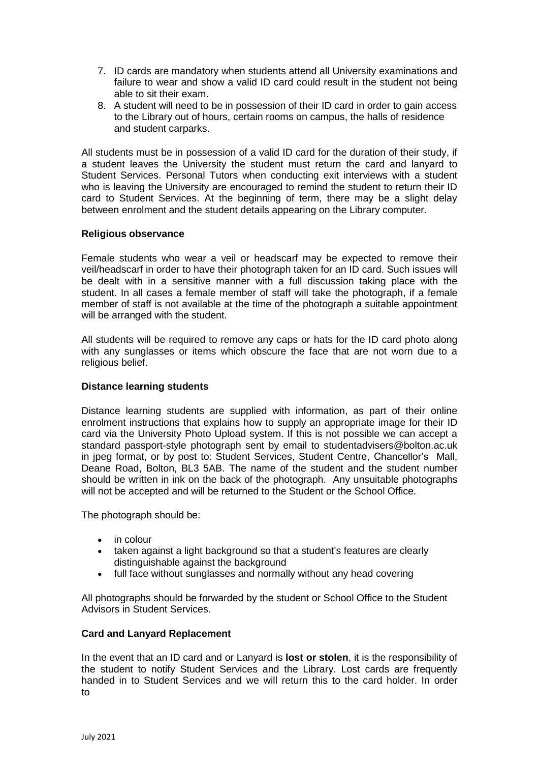7. ID cards are mandatory when students attend all University examinations and failure to wear and show a valid ID card could result in the student not being able to sit their exam.
8. A student will need to be in possession of their ID card in order to gain access to the Library out of hours, certain rooms on campus, the halls of residence and student carparks.

All students must be in possession of a valid ID card for the duration of their study, if a student leaves the University the student must return the card and lanyard to Student Services. Personal Tutors when conducting exit interviews with a student who is leaving the University are encouraged to remind the student to return their ID card to Student Services. At the beginning of term, there may be a slight delay between enrolment and the student details appearing on the Library computer.

**Religious observance**

Female students who wear a veil or headscarf may be expected to remove their veil/headscarf in order to have their photograph taken for an ID card. Such issues will be dealt with in a sensitive manner with a full discussion taking place with the student. In all cases a female member of staff will take the photograph, if a female member of staff is not available at the time of the photograph a suitable appointment will be arranged with the student.

All students will be required to remove any caps or hats for the ID card photo along with any sunglasses or items which obscure the face that are not worn due to a religious belief.

**Distance learning students**

Distance learning students are supplied with information, as part of their online enrolment instructions that explains how to supply an appropriate image for their ID card via the University Photo Upload system. If this is not possible we can accept a standard passport-style photograph sent by email to studentadvisers@bolton.ac.uk in jpeg format, or by post to: Student Services, Student Centre, Chancellor's Mall, Deane Road, Bolton, BL3 5AB. The name of the student and the student number should be written in ink on the back of the photograph. Any unsuitable photographs will not be accepted and will be returned to the Student or the School Office.

The photograph should be:

- in colour
- taken against a light background so that a student's features are clearly distinguishable against the background
- full face without sunglasses and normally without any head covering

All photographs should be forwarded by the student or School Office to the Student Advisors in Student Services.

**Card and Lanyard Replacement**

In the event that an ID card and or Lanyard is **lost or stolen**, it is the responsibility of the student to notify Student Services and the Library. Lost cards are frequently handed in to Student Services and we will return this to the card holder. In order to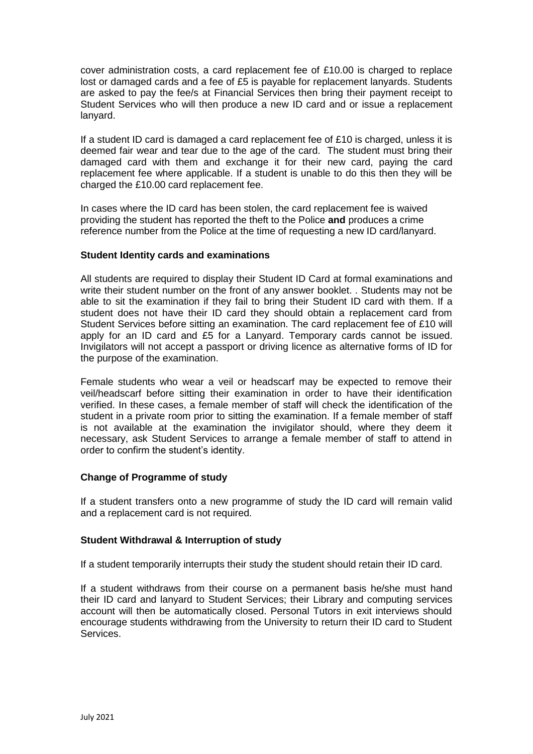cover administration costs, a card replacement fee of £10.00 is charged to replace lost or damaged cards and a fee of £5 is payable for replacement lanyards. Students are asked to pay the fee/s at Financial Services then bring their payment receipt to Student Services who will then produce a new ID card and or issue a replacement lanyard.

If a student ID card is damaged a card replacement fee of £10 is charged, unless it is deemed fair wear and tear due to the age of the card. The student must bring their damaged card with them and exchange it for their new card, paying the card replacement fee where applicable. If a student is unable to do this then they will be charged the £10.00 card replacement fee.

In cases where the ID card has been stolen, the card replacement fee is waived providing the student has reported the theft to the Police **and** produces a crime reference number from the Police at the time of requesting a new ID card/lanyard.

### Student Identity cards and examinations

All students are required to display their Student ID Card at formal examinations and write their student number on the front of any answer booklet. . Students may not be able to sit the examination if they fail to bring their Student ID card with them. If a student does not have their ID card they should obtain a replacement card from Student Services before sitting an examination. The card replacement fee of £10 will apply for an ID card and £5 for a Lanyard. Temporary cards cannot be issued. Invigilators will not accept a passport or driving licence as alternative forms of ID for the purpose of the examination.

Female students who wear a veil or headscarf may be expected to remove their veil/headscarf before sitting their examination in order to have their identification verified. In these cases, a female member of staff will check the identification of the student in a private room prior to sitting the examination. If a female member of staff is not available at the examination the invigilator should, where they deem it necessary, ask Student Services to arrange a female member of staff to attend in order to confirm the student's identity.

### Change of Programme of study

If a student transfers onto a new programme of study the ID card will remain valid and a replacement card is not required.

### Student Withdrawal & Interruption of study

If a student temporarily interrupts their study the student should retain their ID card.

If a student withdraws from their course on a permanent basis he/she must hand their ID card and lanyard to Student Services; their Library and computing services account will then be automatically closed. Personal Tutors in exit interviews should encourage students withdrawing from the University to return their ID card to Student Services.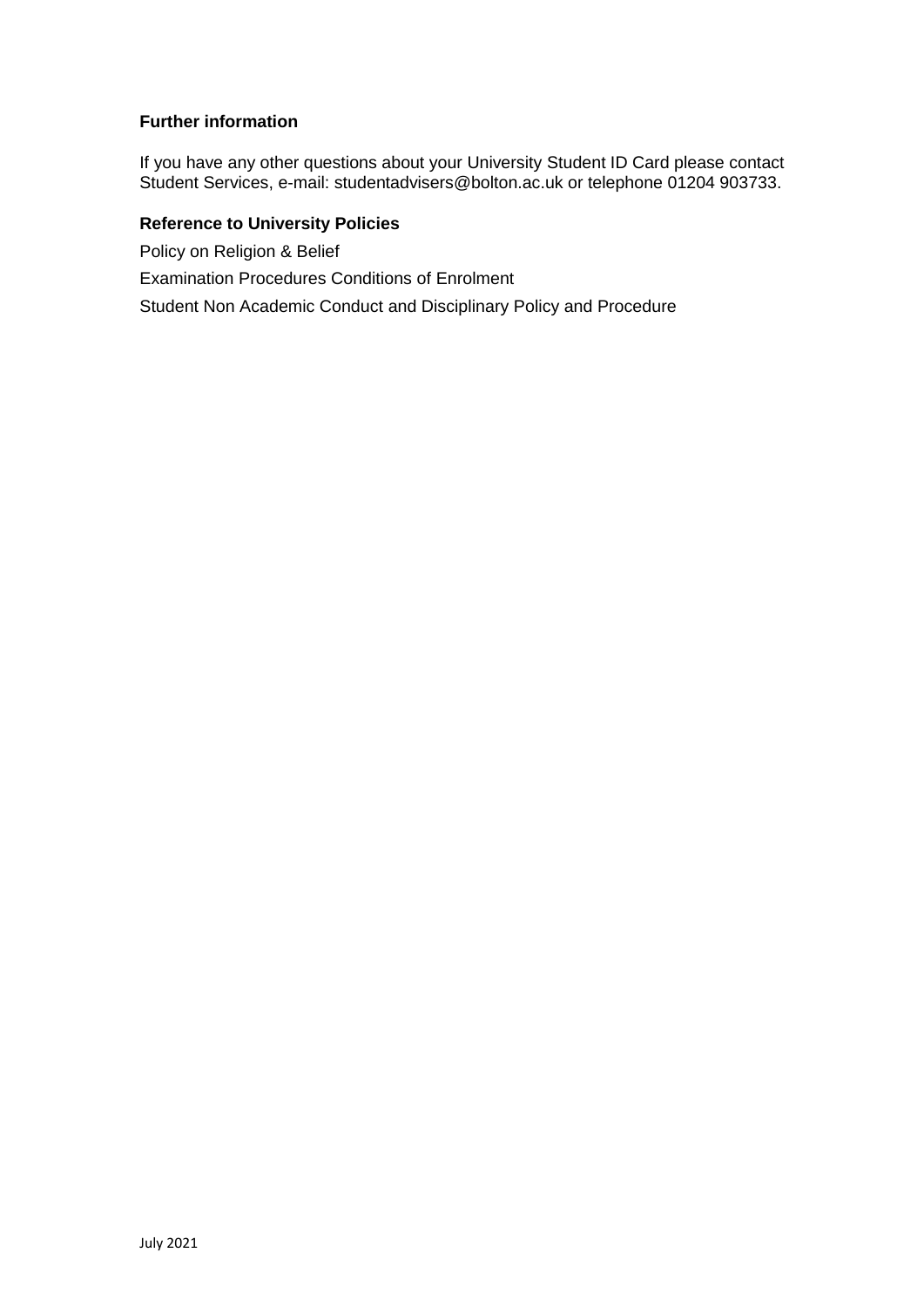**Further information**

If you have any other questions about your University Student ID Card please contact Student Services, e-mail: studentadvisers@bolton.ac.uk or telephone 01204 903733.

**Reference to University Policies**

Policy on Religion & Belief

Examination Procedures Conditions of Enrolment

Student Non Academic Conduct and Disciplinary Policy and Procedure

July 2021